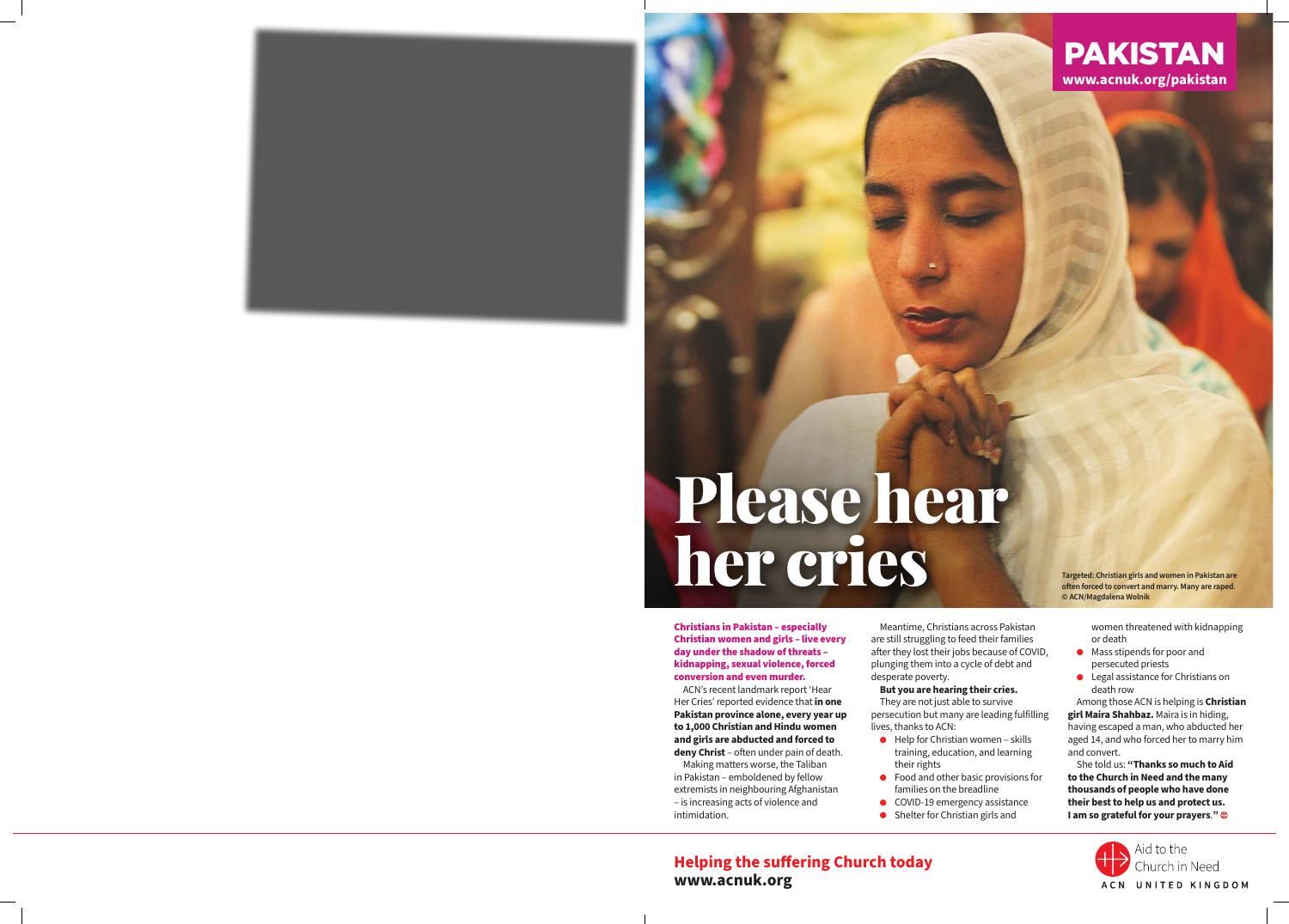**PAKISTAN**
**www.acnuk.org/pakistan**

# Please hear her cries

**Targeted: Christian girls and women in Pakistan are often forced to convert and marry. Many are raped. © ACN/Magdalena Wolnik**

**Christians in Pakistan – especially Christian women and girls – live every day under the shadow of threats – kidnapping, sexual violence, forced conversion and even murder.**

ACN's recent landmark report 'Hear Her Cries' reported evidence that **in one Pakistan province alone, every year up to 1,000 Christian and Hindu women and girls are abducted and forced to deny Christ** – often under pain of death.

Making matters worse, the Taliban in Pakistan – emboldened by fellow extremists in neighbouring Afghanistan – is increasing acts of violence and intimidation.

Meantime, Christians across Pakistan are still struggling to feed their families after they lost their jobs because of COVID, plunging them into a cycle of debt and desperate poverty.

**But you are hearing their cries.**

They are not just able to survive persecution but many are leading fulfilling lives, thanks to ACN:

- Help for Christian women – skills training, education, and learning their rights
- Food and other basic provisions for families on the breadline
- COVID-19 emergency assistance
- Shelter for Christian girls and women threatened with kidnapping or death
- Mass stipends for poor and persecuted priests
- Legal assistance for Christians on death row

Among those ACN is helping is **Christian girl Maira Shahbaz.** Maira is in hiding, having escaped a man, who abducted her aged 14, and who forced her to marry him and convert.

She told us: **"Thanks so much to Aid to the Church in Need and the many thousands of people who have done their best to help us and protect us. I am so grateful for your prayers."**

**Helping the suffering Church today**
**www.acnuk.org**

Aid to the Church in Need
ACN UNITED KINGDOM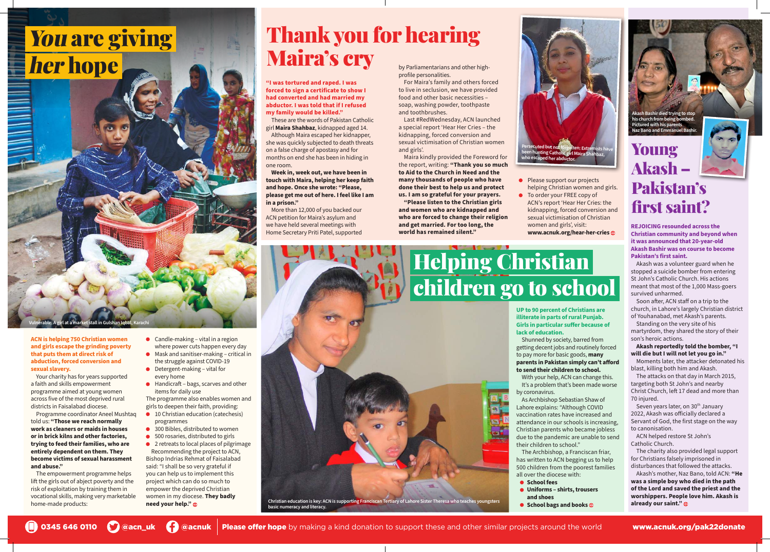# *You* are giving *her* hope

Vulnerable: A girl at a market stall in Gulshan Iqbal, Karachi

**ACN is helping 750 Christian women and girls escape the grinding poverty that puts them at direct risk of abduction, forced conversion and sexual slavery.**

Your charity has for years supported a faith and skills empowerment programme aimed at young women across five of the most deprived rural districts in Faisalabad diocese.

Programme coordinator Aneel Mushtaq told us: **"Those we reach normally work as cleaners or maids in houses or in brick kilns and other factories, trying to feed their families, who are entirely dependent on them. They become victims of sexual harassment and abuse."**

The empowerment programme helps lift the girls out of abject poverty and the risk of exploitation by training them in vocational skills, making very marketable home-made products:

- Candle-making – vital in a region where power cuts happen every day
- Mask and sanitiser-making – critical in the struggle against COVID-19
- Detergent-making – vital for every home
- Handicraft – bags, scarves and other items for daily use

The programme also enables women and girls to deepen their faith, providing:

- 10 Christian education (catechesis) programmes
- 300 Bibles, distributed to women
- 500 rosaries, distributed to girls
- 2 retreats to local places of pilgrimage

Recommending the project to ACN, Bishop Indrias Rehmat of Faisalabad said: "I shall be so very grateful if you can help us to implement this project which can do so much to empower the deprived Christian women in my diocese. **They badly need your help."**

# Thank you for hearing Maira's cry

**"I was tortured and raped. I was forced to sign a certificate to show I had converted and had married my abductor. I was told that if I refused my family would be killed."**

These are the words of Pakistan Catholic girl **Maira Shahbaz**, kidnapped aged 14.

Although Maira escaped her kidnapper, she was quickly subjected to death threats on a false charge of apostasy and for months on end she has been in hiding in one room.

**Week in, week out, we have been in touch with Maira, helping her keep faith and hope. Once she wrote: "Please, please get me out of here. I feel like I am in a prison."**

More than 12,000 of you backed our ACN petition for Maira's asylum and we have held several meetings with Home Secretary Priti Patel, supported by Parliamentarians and other high-profile personalities.

For Maira's family and others forced to live in seclusion, we have provided food and other basic necessities – soap, washing powder, toothpaste and toothbrushes.

Last #RedWednesday, ACN launched a special report 'Hear Her Cries – the kidnapping, forced conversion and sexual victimisation of Christian women and girls'.

Maira kindly provided the Foreword for the report, writing: **"Thank you so much to Aid to the Church in Need and the many thousands of people who have done their best to help us and protect us. I am so grateful for your prayers.**

**"Please listen to the Christian girls and women who are kidnapped and who are forced to change their religion and get married. For too long, the world has remained silent."**

Persecuted but not forgotten: Extremists have been hunting Catholic girl Maira Shahbaz, who escaped her abductor.

- Please support our projects helping Christian women and girls.
- To order your FREE copy of ACN's report 'Hear Her Cries: the kidnapping, forced conversion and sexual victimisation of Christian women and girls', visit: **www.acnuk.org/hear-her-cries**

# Helping Christian children go to school

**UP to 90 percent of Christians are illiterate in parts of rural Punjab. Girls in particular suffer because of lack of education.**

Shunned by society, barred from getting decent jobs and routinely forced to pay more for basic goods, **many parents in Pakistan simply can't afford to send their children to school.**

With your help, ACN can change this.

It's a problem that's been made worse by coronavirus.

As Archbishop Sebastian Shaw of Lahore explains: "Although COVID vaccination rates have increased and attendance in our schools is increasing, Christian parents who became jobless due to the pandemic are unable to send their children to school."

The Archbishop, a Franciscan friar, has written to ACN begging us to help 500 children from the poorest families all over the diocese with:

- **School fees**
- **Uniforms – shirts, trousers and shoes**
- **School bags and books**

Christian education is key: ACN is supporting Franciscan Tertiary of Lahore Sister Theresa who teaches youngsters basic numeracy and literacy.

# Young Akash – Pakistan's first saint?

Akash Bashir died trying to stop his church from being bombed. Pictured with his parents Naz Bano and Emmanuel Bashir.

**REJOICING resounded across the Christian community and beyond when it was announced that 20-year-old Akash Bashir was on course to become Pakistan's first saint.**

Akash was a volunteer guard when he stopped a suicide bomber from entering St John's Catholic Church. His actions meant that most of the 1,000 Mass-goers survived unharmed.

Soon after, ACN staff on a trip to the church, in Lahore's largely Christian district of Youhanabad, met Akash's parents.

Standing on the very site of his martyrdom, they shared the story of their son's heroic actions.

**Akash reportedly told the bomber, "I will die but I will not let you go in."**

Moments later, the attacker detonated his blast, killing both him and Akash.

The attacks on that day in March 2015, targeting both St John's and nearby Christ Church, left 17 dead and more than 70 injured.

Seven years later, on 30th January 2022, Akash was officially declared a Servant of God, the first stage on the way to canonisation.

ACN helped restore St John's Catholic Church.

The charity also provided legal support for Christians falsely imprisoned in disturbances that followed the attacks.

Akash's mother, Naz Bano, told ACN: **"He was a simple boy who died in the path of the Lord and saved the priest and the worshippers. People love him. Akash is already our saint."**

0345 646 0110 @acn_uk @acnuk **Please offer hope** by making a kind donation to support these and other similar projects around the world **www.acnuk.org/pak22donate**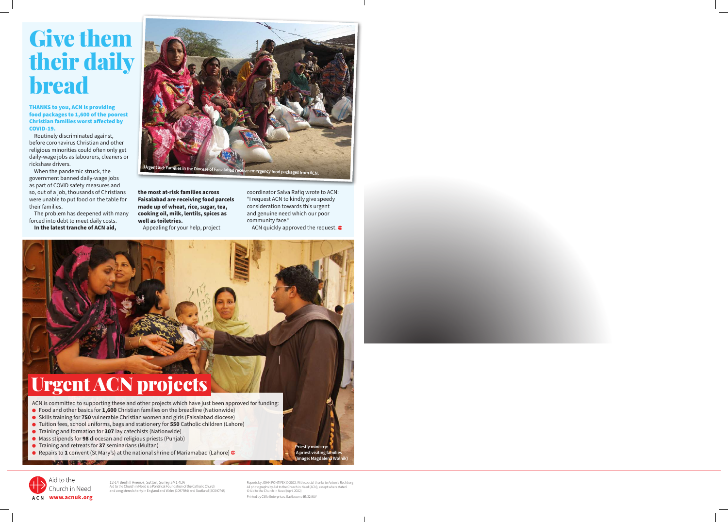# Give them their daily bread

**THANKS to you, ACN is providing food packages to 1,600 of the poorest Christian families worst affected by COVID-19.**

Routinely discriminated against, before coronavirus Christian and other religious minorities could often only get daily-wage jobs as labourers, cleaners or rickshaw drivers.

When the pandemic struck, the government banned daily-wage jobs as part of COVID safety measures and so, out of a job, thousands of Christians were unable to put food on the table for their families.

The problem has deepened with many forced into debt to meet daily costs.

**In the latest tranche of ACN aid, the most at-risk families across Faisalabad are receiving food parcels made up of wheat, rice, sugar, tea, cooking oil, milk, lentils, spices as well as toiletries.**

Appealing for your help, project coordinator Salva Rafiq wrote to ACN: "I request ACN to kindly give speedy consideration towards this urgent and genuine need which our poor community face."

ACN quickly approved the request.

Urgent aid: Families in the Diocese of Faisalabad receive emergency food packages from ACN.

# Urgent ACN projects

ACN is committed to supporting these and other projects which have just been approved for funding:

- Food and other basics for **1,600** Christian families on the breadline (Nationwide)
- Skills training for **750** vulnerable Christian women and girls (Faisalabad diocese)
- Tuition fees, school uniforms, bags and stationery for **550** Catholic children (Lahore)
- Training and formation for **307** lay catechists (Nationwide)
- Mass stipends for **98** diocesan and religious priests (Punjab)
- Training and retreats for **37** seminarians (Multan)
- Repairs to **1** convent (St Mary's) at the national shrine of Mariamabad (Lahore)

Priestly ministry: A priest visiting families (Image: Magdalena Wolnik)

Aid to the Church in Need
ACN **www.acnuk.org**

12-14 Benhill Avenue, Sutton, Surrey SM1 4DA
Aid to the Church in Need is a Pontifical Foundation of the Catholic Church and a registered charity in England and Wales (1097984) and Scotland (SC040748)

Reports by JOHN PONTIFEX © 2022. With special thanks to Antonia Rechberg
All photographs by Aid to the Church in Need (ACN), except where stated.
© Aid to the Church in Need (April 2022)

Printed by Cliffe Enterprises, Eastbourne BN22 8UY